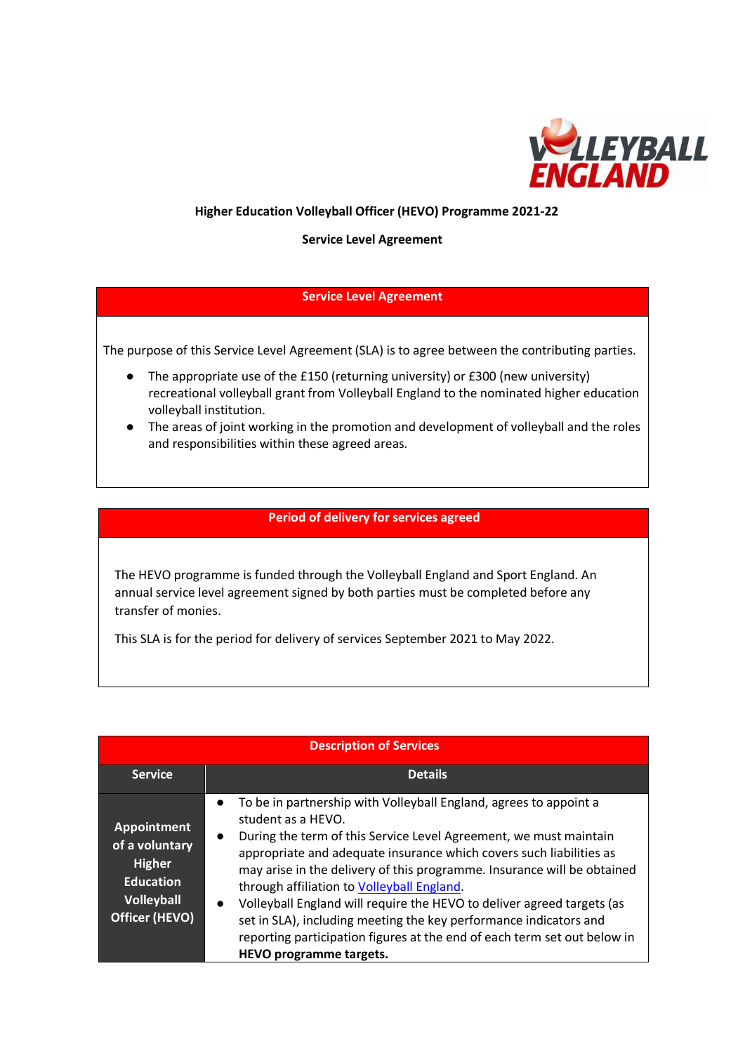**Higher Education Volleyball Officer (HEVO) Programme 2021-22**

**Service Level Agreement**

## Service Level Agreement

The purpose of this Service Level Agreement (SLA) is to agree between the contributing parties.

- The appropriate use of the £150 (returning university) or £300 (new university) recreational volleyball grant from Volleyball England to the nominated higher education volleyball institution.
- The areas of joint working in the promotion and development of volleyball and the roles and responsibilities within these agreed areas.

## Period of delivery for services agreed

The HEVO programme is funded through the Volleyball England and Sport England. An annual service level agreement signed by both parties must be completed before any transfer of monies.

This SLA is for the period for delivery of services September 2021 to May 2022.

## Description of Services

| Service | Details |
|---|---|
| **Appointment of a voluntary Higher Education Volleyball Officer (HEVO)** | • To be in partnership with Volleyball England, agrees to appoint a student as a HEVO.<br>• During the term of this Service Level Agreement, we must maintain appropriate and adequate insurance which covers such liabilities as may arise in the delivery of this programme. Insurance will be obtained through affiliation to Volleyball England.<br>• Volleyball England will require the HEVO to deliver agreed targets (as set in SLA), including meeting the key performance indicators and reporting participation figures at the end of each term set out below in **HEVO programme targets.** |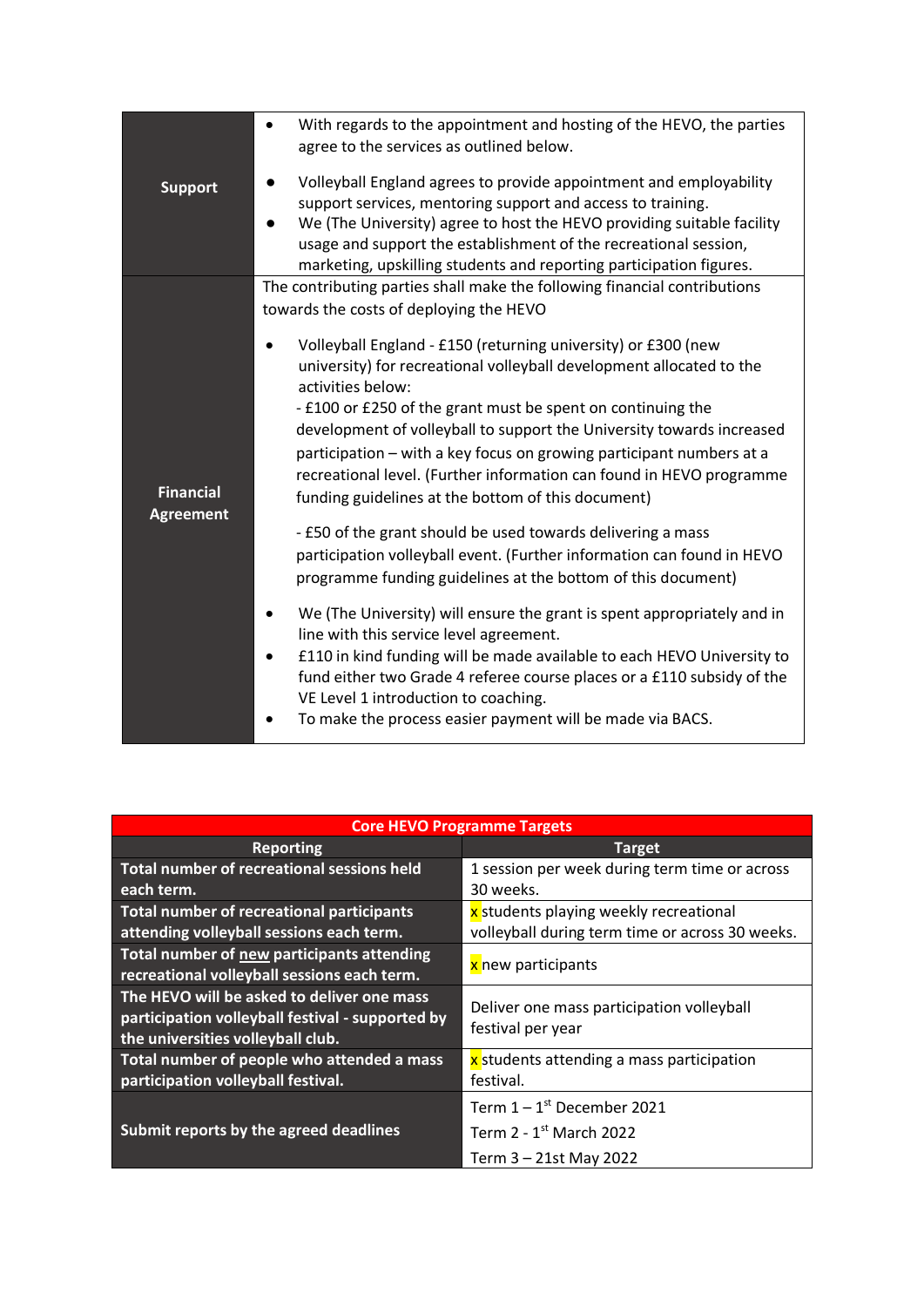| | |
|---|---|
| **Support** | • With regards to the appointment and hosting of the HEVO, the parties agree to the services as outlined below.<br><br>• Volleyball England agrees to provide appointment and employability support services, mentoring support and access to training.<br>• We (The University) agree to host the HEVO providing suitable facility usage and support the establishment of the recreational session, marketing, upskilling students and reporting participation figures. |
| **Financial Agreement** | The contributing parties shall make the following financial contributions towards the costs of deploying the HEVO<br><br>• Volleyball England - £150 (returning university) or £300 (new university) for recreational volleyball development allocated to the activities below:<br>- £100 or £250 of the grant must be spent on continuing the development of volleyball to support the University towards increased participation – with a key focus on growing participant numbers at a recreational level. (Further information can found in HEVO programme funding guidelines at the bottom of this document)<br><br>- £50 of the grant should be used towards delivering a mass participation volleyball event. (Further information can found in HEVO programme funding guidelines at the bottom of this document)<br><br>• We (The University) will ensure the grant is spent appropriately and in line with this service level agreement.<br>• £110 in kind funding will be made available to each HEVO University to fund either two Grade 4 referee course places or a £110 subsidy of the VE Level 1 introduction to coaching.<br>• To make the process easier payment will be made via BACS. |

| **Core HEVO Programme Targets** | |
|---|---|
| **Reporting** | **Target** |
| **Total number of recreational sessions held each term.** | 1 session per week during term time or across 30 weeks. |
| **Total number of recreational participants attending volleyball sessions each term.** | x students playing weekly recreational volleyball during term time or across 30 weeks. |
| **Total number of new participants attending recreational volleyball sessions each term.** | x new participants |
| **The HEVO will be asked to deliver one mass participation volleyball festival - supported by the universities volleyball club.** | Deliver one mass participation volleyball festival per year |
| **Total number of people who attended a mass participation volleyball festival.** | x students attending a mass participation festival. |
| **Submit reports by the agreed deadlines** | Term 1 – 1st December 2021<br>Term 2 - 1st March 2022<br>Term 3 – 21st May 2022 |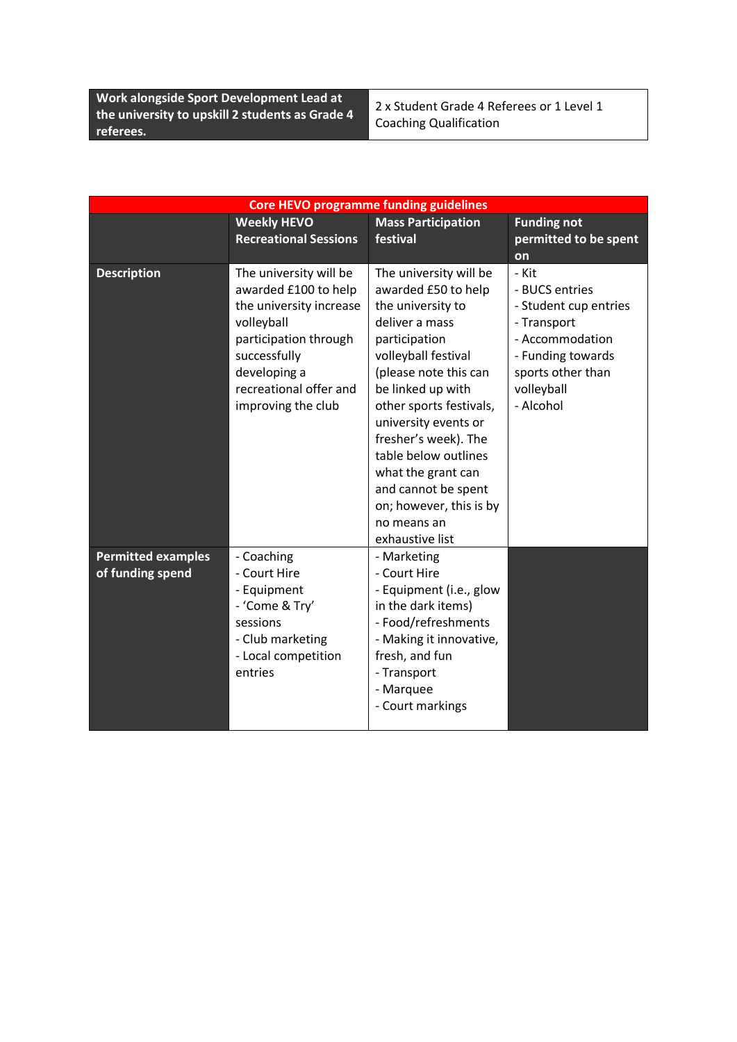| | |
|---|---|
| **Work alongside Sport Development Lead at the university to upskill 2 students as Grade 4 referees.** | 2 x Student Grade 4 Referees or 1 Level 1 Coaching Qualification |

| Core HEVO programme funding guidelines | | | |
|---|---|---|---|
| | **Weekly HEVO Recreational Sessions** | **Mass Participation festival** | **Funding not permitted to be spent on** |
| **Description** | The university will be awarded £100 to help the university increase volleyball participation through successfully developing a recreational offer and improving the club | The university will be awarded £50 to help the university to deliver a mass participation volleyball festival (please note this can be linked up with other sports festivals, university events or fresher's week). The table below outlines what the grant can and cannot be spent on; however, this is by no means an exhaustive list | - Kit<br>- BUCS entries<br>- Student cup entries<br>- Transport<br>- Accommodation<br>- Funding towards sports other than volleyball<br>- Alcohol |
| **Permitted examples of funding spend** | - Coaching<br>- Court Hire<br>- Equipment<br>- 'Come & Try' sessions<br>- Club marketing<br>- Local competition entries | - Marketing<br>- Court Hire<br>- Equipment (i.e., glow in the dark items)<br>- Food/refreshments<br>- Making it innovative, fresh, and fun<br>- Transport<br>- Marquee<br>- Court markings | |